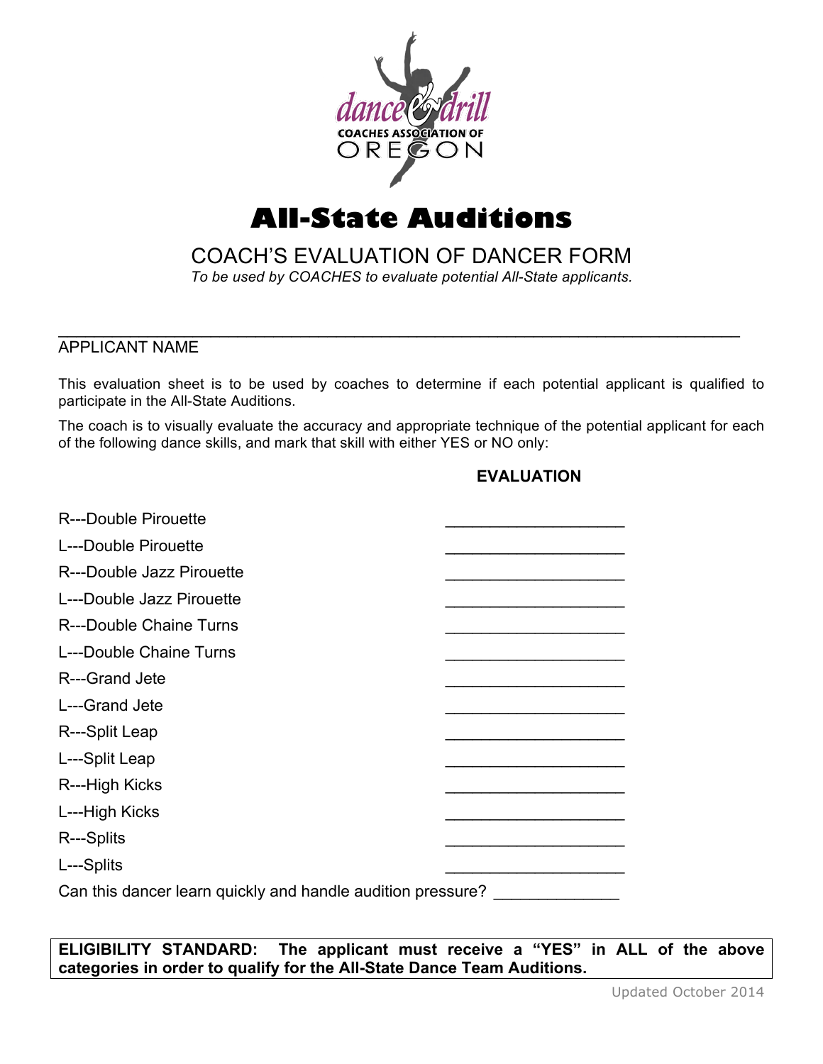dance & drill
COACHES ASSOCIATION OF
OREGON

# All-State Auditions

## COACH'S EVALUATION OF DANCER FORM

*To be used by COACHES to evaluate potential All-State applicants.*

______________________________________________________________________

APPLICANT NAME

This evaluation sheet is to be used by coaches to determine if each potential applicant is qualified to participate in the All-State Auditions.

The coach is to visually evaluate the accuracy and appropriate technique of the potential applicant for each of the following dance skills, and mark that skill with either YES or NO only:

| | **EVALUATION** |
|---|---|
| R---Double Pirouette | ____________________ |
| L---Double Pirouette | ____________________ |
| R---Double Jazz Pirouette | ____________________ |
| L---Double Jazz Pirouette | ____________________ |
| R---Double Chaine Turns | ____________________ |
| L---Double Chaine Turns | ____________________ |
| R---Grand Jete | ____________________ |
| L---Grand Jete | ____________________ |
| R---Split Leap | ____________________ |
| L---Split Leap | ____________________ |
| R---High Kicks | ____________________ |
| L---High Kicks | ____________________ |
| R---Splits | ____________________ |
| L---Splits | ____________________ |

Can this dancer learn quickly and handle audition pressure? ______________

**ELIGIBILITY STANDARD: The applicant must receive a "YES" in ALL of the above categories in order to qualify for the All-State Dance Team Auditions.**

Updated October 2014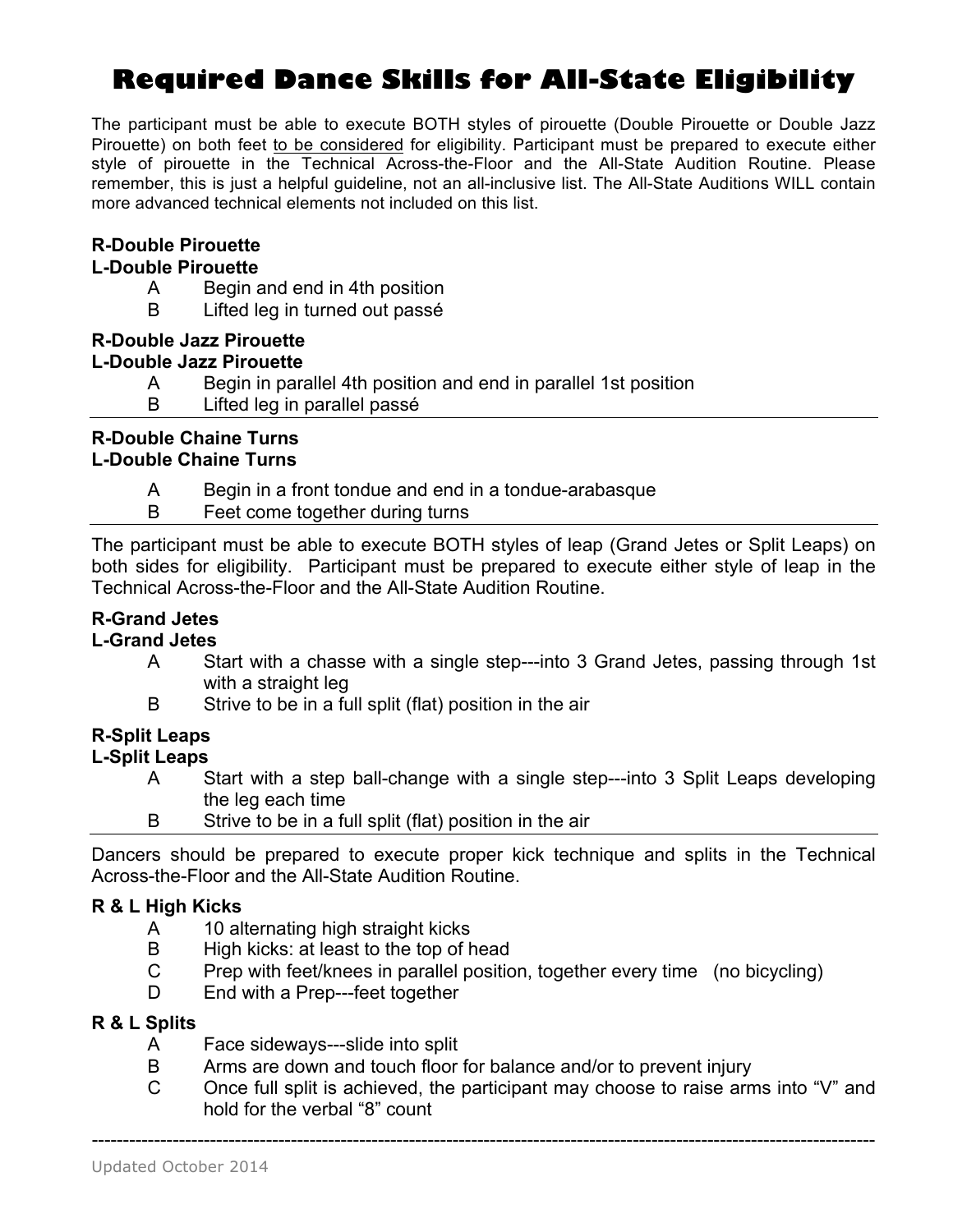# Required Dance Skills for All-State Eligibility

The participant must be able to execute BOTH styles of pirouette (Double Pirouette or Double Jazz Pirouette) on both feet to be considered for eligibility. Participant must be prepared to execute either style of pirouette in the Technical Across-the-Floor and the All-State Audition Routine. Please remember, this is just a helpful guideline, not an all-inclusive list. The All-State Auditions WILL contain more advanced technical elements not included on this list.

**R-Double Pirouette**
**L-Double Pirouette**

- A Begin and end in 4th position
- B Lifted leg in turned out passé

**R-Double Jazz Pirouette**
**L-Double Jazz Pirouette**

- A Begin in parallel 4th position and end in parallel 1st position
- B Lifted leg in parallel passé

---

**R-Double Chaine Turns**
**L-Double Chaine Turns**

- A Begin in a front tondue and end in a tondue-arabasque
- B Feet come together during turns

---

The participant must be able to execute BOTH styles of leap (Grand Jetes or Split Leaps) on both sides for eligibility. Participant must be prepared to execute either style of leap in the Technical Across-the-Floor and the All-State Audition Routine.

**R-Grand Jetes**
**L-Grand Jetes**

- A Start with a chasse with a single step---into 3 Grand Jetes, passing through 1st with a straight leg
- B Strive to be in a full split (flat) position in the air

**R-Split Leaps**
**L-Split Leaps**

- A Start with a step ball-change with a single step---into 3 Split Leaps developing the leg each time
- B Strive to be in a full split (flat) position in the air

---

Dancers should be prepared to execute proper kick technique and splits in the Technical Across-the-Floor and the All-State Audition Routine.

**R & L High Kicks**

- A 10 alternating high straight kicks
- B High kicks: at least to the top of head
- C Prep with feet/knees in parallel position, together every time (no bicycling)
- D End with a Prep---feet together

**R & L Splits**

- A Face sideways---slide into split
- B Arms are down and touch floor for balance and/or to prevent injury
- C Once full split is achieved, the participant may choose to raise arms into "V" and hold for the verbal "8" count

---

Updated October 2014